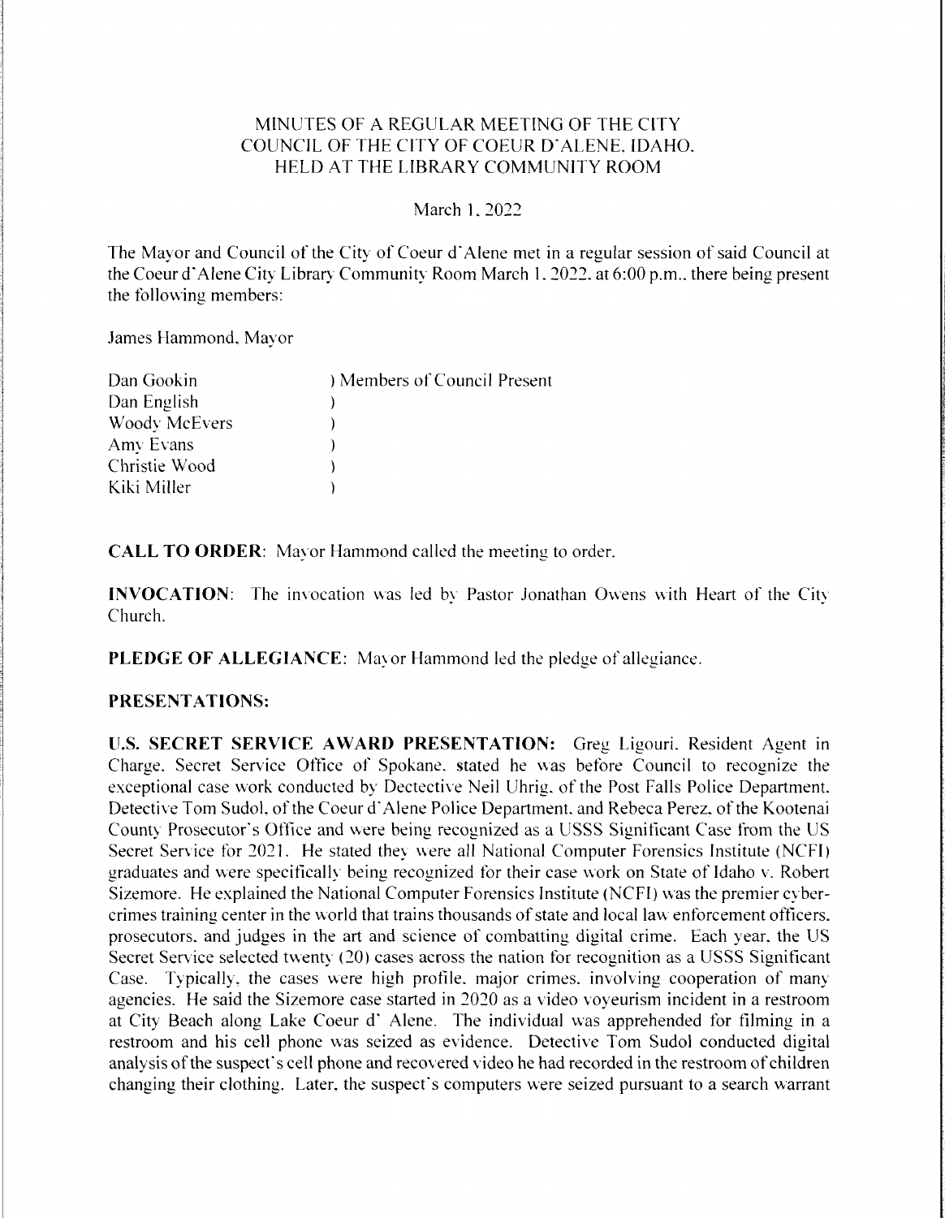# MINUTES OF A REGULAR MEETING OF THE CITY COUNCIL OF THE CITY OF COEUR D'ALENE, IDAHO, HELD AT THE LIBRARY COMMUNITY ROOM

March 1, 2022

The Mayor and Council of the City of Coeur d'Alene met in a regular session of said Council at the Coeur d'Alene City Library Community Room March 1, 2022, at 6:00 p.m., there being present the following members:

James Hammond, Mayor

| | |
|---|---|
| Dan Gookin | ) Members of Council Present |
| Dan English | ) |
| Woody McEvers | ) |
| Amy Evans | ) |
| Christie Wood | ) |
| Kiki Miller | ) |

**CALL TO ORDER**: Mayor Hammond called the meeting to order.

**INVOCATION**: The invocation was led by Pastor Jonathan Owens with Heart of the City Church.

**PLEDGE OF ALLEGIANCE**: Mayor Hammond led the pledge of allegiance.

**PRESENTATIONS:**

**U.S. SECRET SERVICE AWARD PRESENTATION:** Greg Ligouri, Resident Agent in Charge, Secret Service Office of Spokane, stated he was before Council to recognize the exceptional case work conducted by Dectective Neil Uhrig, of the Post Falls Police Department, Detective Tom Sudol, of the Coeur d'Alene Police Department, and Rebeca Perez, of the Kootenai County Prosecutor's Office and were being recognized as a USSS Significant Case from the US Secret Service for 2021. He stated they were all National Computer Forensics Institute (NCFI) graduates and were specifically being recognized for their case work on State of Idaho v. Robert Sizemore. He explained the National Computer Forensics Institute (NCFI) was the premier cyber-crimes training center in the world that trains thousands of state and local law enforcement officers, prosecutors, and judges in the art and science of combatting digital crime. Each year, the US Secret Service selected twenty (20) cases across the nation for recognition as a USSS Significant Case. Typically, the cases were high profile, major crimes, involving cooperation of many agencies. He said the Sizemore case started in 2020 as a video voyeurism incident in a restroom at City Beach along Lake Coeur d' Alene. The individual was apprehended for filming in a restroom and his cell phone was seized as evidence. Detective Tom Sudol conducted digital analysis of the suspect's cell phone and recovered video he had recorded in the restroom of children changing their clothing. Later, the suspect's computers were seized pursuant to a search warrant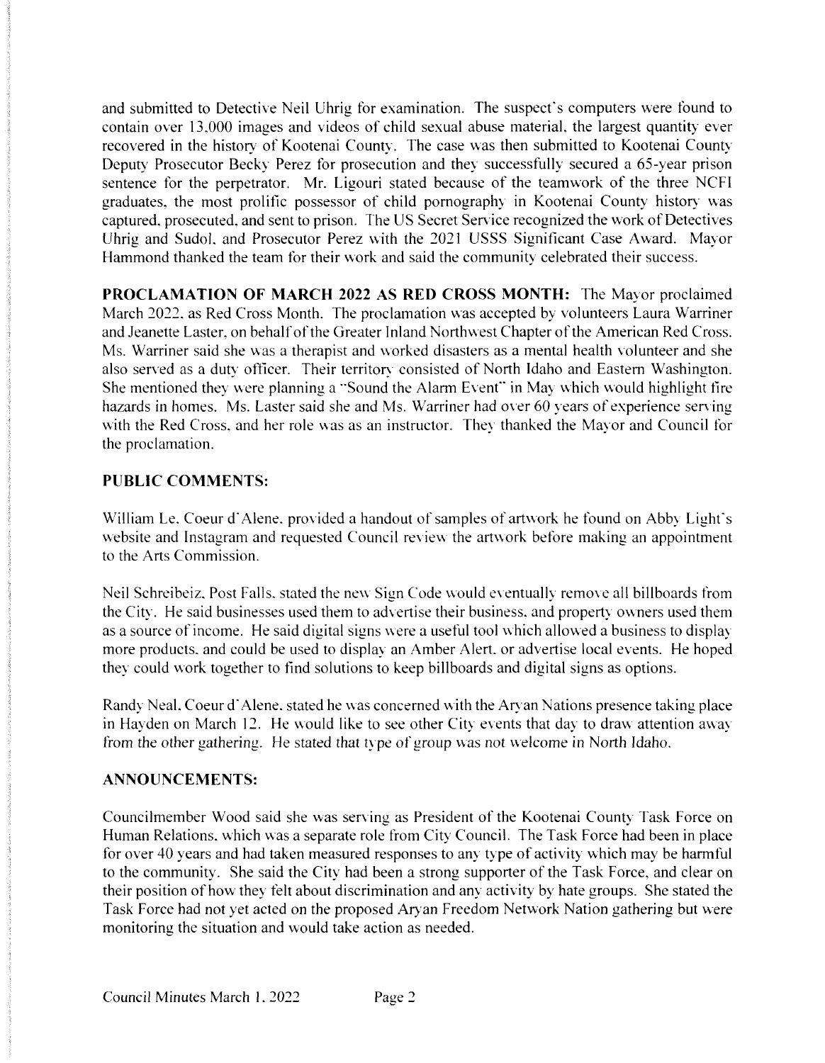and submitted to Detective Neil Uhrig for examination. The suspect's computers were found to contain over 13,000 images and videos of child sexual abuse material, the largest quantity ever recovered in the history of Kootenai County. The case was then submitted to Kootenai County Deputy Prosecutor Becky Perez for prosecution and they successfully secured a 65-year prison sentence for the perpetrator. Mr. Ligouri stated because of the teamwork of the three NCFI graduates, the most prolific possessor of child pornography in Kootenai County history was captured, prosecuted, and sent to prison. The US Secret Service recognized the work of Detectives Uhrig and Sudol, and Prosecutor Perez with the 2021 USSS Significant Case Award. Mayor Hammond thanked the team for their work and said the community celebrated their success.

**PROCLAMATION OF MARCH 2022 AS RED CROSS MONTH:** The Mayor proclaimed March 2022, as Red Cross Month. The proclamation was accepted by volunteers Laura Warriner and Jeanette Laster, on behalf of the Greater Inland Northwest Chapter of the American Red Cross. Ms. Warriner said she was a therapist and worked disasters as a mental health volunteer and she also served as a duty officer. Their territory consisted of North Idaho and Eastern Washington. She mentioned they were planning a "Sound the Alarm Event" in May which would highlight fire hazards in homes. Ms. Laster said she and Ms. Warriner had over 60 years of experience serving with the Red Cross, and her role was as an instructor. They thanked the Mayor and Council for the proclamation.

## PUBLIC COMMENTS:

William Le, Coeur d'Alene, provided a handout of samples of artwork he found on Abby Light's website and Instagram and requested Council review the artwork before making an appointment to the Arts Commission.

Neil Schreibeiz, Post Falls, stated the new Sign Code would eventually remove all billboards from the City. He said businesses used them to advertise their business, and property owners used them as a source of income. He said digital signs were a useful tool which allowed a business to display more products, and could be used to display an Amber Alert, or advertise local events. He hoped they could work together to find solutions to keep billboards and digital signs as options.

Randy Neal, Coeur d'Alene, stated he was concerned with the Aryan Nations presence taking place in Hayden on March 12. He would like to see other City events that day to draw attention away from the other gathering. He stated that type of group was not welcome in North Idaho.

## ANNOUNCEMENTS:

Councilmember Wood said she was serving as President of the Kootenai County Task Force on Human Relations, which was a separate role from City Council. The Task Force had been in place for over 40 years and had taken measured responses to any type of activity which may be harmful to the community. She said the City had been a strong supporter of the Task Force, and clear on their position of how they felt about discrimination and any activity by hate groups. She stated the Task Force had not yet acted on the proposed Aryan Freedom Network Nation gathering but were monitoring the situation and would take action as needed.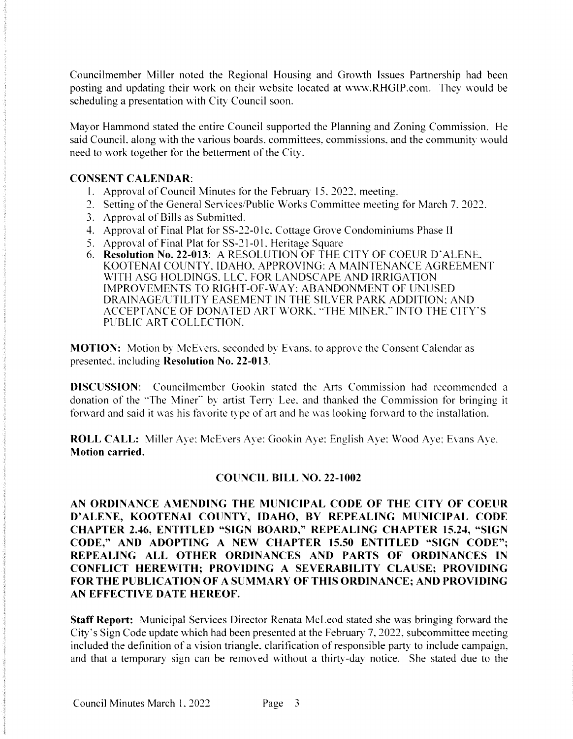Councilmember Miller noted the Regional Housing and Growth Issues Partnership had been posting and updating their work on their website located at www.RHGIP.com. They would be scheduling a presentation with City Council soon.

Mayor Hammond stated the entire Council supported the Planning and Zoning Commission. He said Council, along with the various boards, committees, commissions, and the community would need to work together for the betterment of the City.

**CONSENT CALENDAR**:

1. Approval of Council Minutes for the February 15, 2022, meeting.
2. Setting of the General Services/Public Works Committee meeting for March 7, 2022.
3. Approval of Bills as Submitted.
4. Approval of Final Plat for SS-22-01c, Cottage Grove Condominiums Phase II
5. Approval of Final Plat for SS-21-01, Heritage Square
6. **Resolution No. 22-013**: A RESOLUTION OF THE CITY OF COEUR D'ALENE, KOOTENAI COUNTY, IDAHO, APPROVING: A MAINTENANCE AGREEMENT WITH ASG HOLDINGS, LLC, FOR LANDSCAPE AND IRRIGATION IMPROVEMENTS TO RIGHT-OF-WAY; ABANDONMENT OF UNUSED DRAINAGE/UTILITY EASEMENT IN THE SILVER PARK ADDITION; AND ACCEPTANCE OF DONATED ART WORK, "THE MINER," INTO THE CITY'S PUBLIC ART COLLECTION.

**MOTION:** Motion by McEvers, seconded by Evans, to approve the Consent Calendar as presented, including **Resolution No. 22-013**.

**DISCUSSION**: Councilmember Gookin stated the Arts Commission had recommended a donation of the "The Miner" by artist Terry Lee, and thanked the Commission for bringing it forward and said it was his favorite type of art and he was looking forward to the installation.

**ROLL CALL:** Miller Aye; McEvers Aye; Gookin Aye; English Aye; Wood Aye; Evans Aye. **Motion carried.**

## COUNCIL BILL NO. 22-1002

**AN ORDINANCE AMENDING THE MUNICIPAL CODE OF THE CITY OF COEUR D'ALENE, KOOTENAI COUNTY, IDAHO, BY REPEALING MUNICIPAL CODE CHAPTER 2.46, ENTITLED "SIGN BOARD," REPEALING CHAPTER 15.24, "SIGN CODE," AND ADOPTING A NEW CHAPTER 15.50 ENTITLED "SIGN CODE"; REPEALING ALL OTHER ORDINANCES AND PARTS OF ORDINANCES IN CONFLICT HEREWITH; PROVIDING A SEVERABILITY CLAUSE; PROVIDING FOR THE PUBLICATION OF A SUMMARY OF THIS ORDINANCE; AND PROVIDING AN EFFECTIVE DATE HEREOF.**

**Staff Report:** Municipal Services Director Renata McLeod stated she was bringing forward the City's Sign Code update which had been presented at the February 7, 2022, subcommittee meeting included the definition of a vision triangle, clarification of responsible party to include campaign, and that a temporary sign can be removed without a thirty-day notice. She stated due to the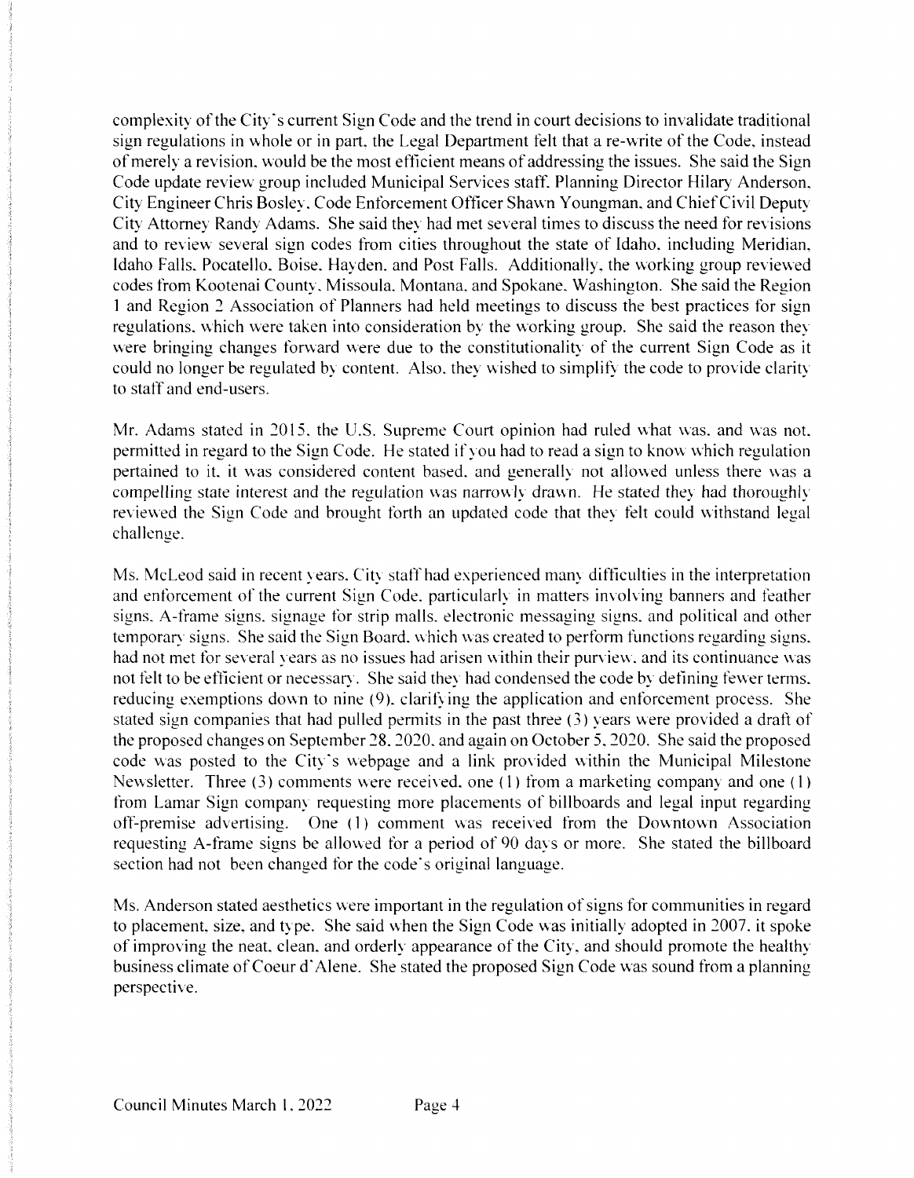complexity of the City's current Sign Code and the trend in court decisions to invalidate traditional sign regulations in whole or in part, the Legal Department felt that a re-write of the Code, instead of merely a revision, would be the most efficient means of addressing the issues. She said the Sign Code update review group included Municipal Services staff, Planning Director Hilary Anderson, City Engineer Chris Bosley, Code Enforcement Officer Shawn Youngman, and Chief Civil Deputy City Attorney Randy Adams. She said they had met several times to discuss the need for revisions and to review several sign codes from cities throughout the state of Idaho, including Meridian, Idaho Falls, Pocatello, Boise, Hayden, and Post Falls. Additionally, the working group reviewed codes from Kootenai County, Missoula, Montana, and Spokane, Washington. She said the Region 1 and Region 2 Association of Planners had held meetings to discuss the best practices for sign regulations, which were taken into consideration by the working group. She said the reason they were bringing changes forward were due to the constitutionality of the current Sign Code as it could no longer be regulated by content. Also, they wished to simplify the code to provide clarity to staff and end-users.

Mr. Adams stated in 2015, the U.S. Supreme Court opinion had ruled what was, and was not, permitted in regard to the Sign Code. He stated if you had to read a sign to know which regulation pertained to it, it was considered content based, and generally not allowed unless there was a compelling state interest and the regulation was narrowly drawn. He stated they had thoroughly reviewed the Sign Code and brought forth an updated code that they felt could withstand legal challenge.

Ms. McLeod said in recent years, City staff had experienced many difficulties in the interpretation and enforcement of the current Sign Code, particularly in matters involving banners and feather signs, A-frame signs, signage for strip malls, electronic messaging signs, and political and other temporary signs. She said the Sign Board, which was created to perform functions regarding signs, had not met for several years as no issues had arisen within their purview, and its continuance was not felt to be efficient or necessary. She said they had condensed the code by defining fewer terms, reducing exemptions down to nine (9), clarifying the application and enforcement process. She stated sign companies that had pulled permits in the past three (3) years were provided a draft of the proposed changes on September 28, 2020, and again on October 5, 2020. She said the proposed code was posted to the City's webpage and a link provided within the Municipal Milestone Newsletter. Three (3) comments were received, one (1) from a marketing company and one (1) from Lamar Sign company requesting more placements of billboards and legal input regarding off-premise advertising. One (1) comment was received from the Downtown Association requesting A-frame signs be allowed for a period of 90 days or more. She stated the billboard section had not been changed for the code's original language.

Ms. Anderson stated aesthetics were important in the regulation of signs for communities in regard to placement, size, and type. She said when the Sign Code was initially adopted in 2007, it spoke of improving the neat, clean, and orderly appearance of the City, and should promote the healthy business climate of Coeur d'Alene. She stated the proposed Sign Code was sound from a planning perspective.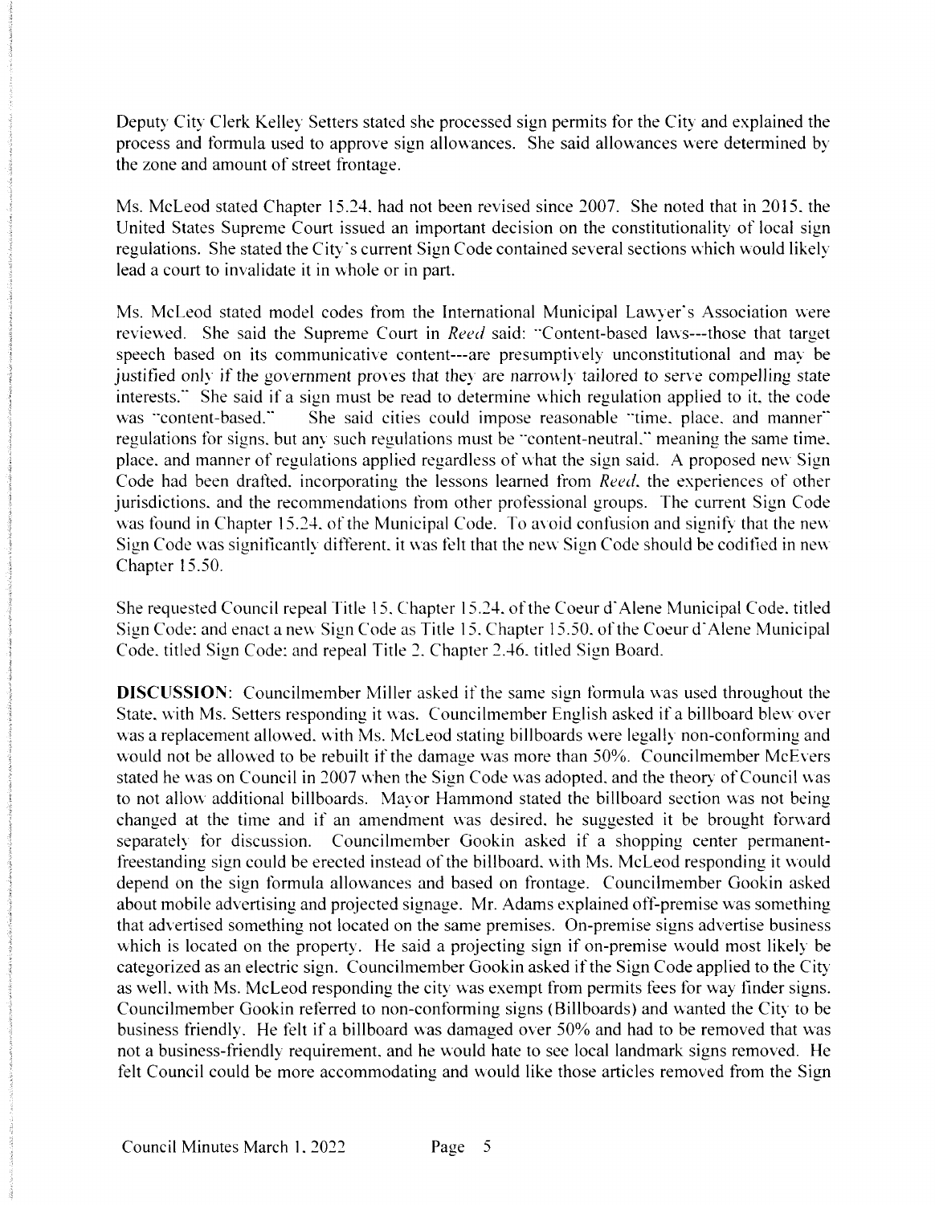Deputy City Clerk Kelley Setters stated she processed sign permits for the City and explained the process and formula used to approve sign allowances. She said allowances were determined by the zone and amount of street frontage.

Ms. McLeod stated Chapter 15.24. had not been revised since 2007. She noted that in 2015, the United States Supreme Court issued an important decision on the constitutionality of local sign regulations. She stated the City's current Sign Code contained several sections which would likely lead a court to invalidate it in whole or in part.

Ms. McLeod stated model codes from the International Municipal Lawyer's Association were reviewed. She said the Supreme Court in *Reed* said: "Content-based laws---those that target speech based on its communicative content---are presumptively unconstitutional and may be justified only if the government proves that they are narrowly tailored to serve compelling state interests." She said if a sign must be read to determine which regulation applied to it, the code was "content-based." She said cities could impose reasonable "time, place, and manner" regulations for signs, but any such regulations must be "content-neutral," meaning the same time, place, and manner of regulations applied regardless of what the sign said. A proposed new Sign Code had been drafted, incorporating the lessons learned from *Reed*, the experiences of other jurisdictions, and the recommendations from other professional groups. The current Sign Code was found in Chapter 15.24, of the Municipal Code. To avoid confusion and signify that the new Sign Code was significantly different, it was felt that the new Sign Code should be codified in new Chapter 15.50.

She requested Council repeal Title 15, Chapter 15.24, of the Coeur d'Alene Municipal Code, titled Sign Code; and enact a new Sign Code as Title 15, Chapter 15.50, of the Coeur d'Alene Municipal Code, titled Sign Code; and repeal Title 2, Chapter 2.46, titled Sign Board.

**DISCUSSION**: Councilmember Miller asked if the same sign formula was used throughout the State, with Ms. Setters responding it was. Councilmember English asked if a billboard blew over was a replacement allowed, with Ms. McLeod stating billboards were legally non-conforming and would not be allowed to be rebuilt if the damage was more than 50%. Councilmember McEvers stated he was on Council in 2007 when the Sign Code was adopted, and the theory of Council was to not allow additional billboards. Mayor Hammond stated the billboard section was not being changed at the time and if an amendment was desired, he suggested it be brought forward separately for discussion. Councilmember Gookin asked if a shopping center permanent-freestanding sign could be erected instead of the billboard, with Ms. McLeod responding it would depend on the sign formula allowances and based on frontage. Councilmember Gookin asked about mobile advertising and projected signage. Mr. Adams explained off-premise was something that advertised something not located on the same premises. On-premise signs advertise business which is located on the property. He said a projecting sign if on-premise would most likely be categorized as an electric sign. Councilmember Gookin asked if the Sign Code applied to the City as well, with Ms. McLeod responding the city was exempt from permits fees for way finder signs. Councilmember Gookin referred to non-conforming signs (Billboards) and wanted the City to be business friendly. He felt if a billboard was damaged over 50% and had to be removed that was not a business-friendly requirement, and he would hate to see local landmark signs removed. He felt Council could be more accommodating and would like those articles removed from the Sign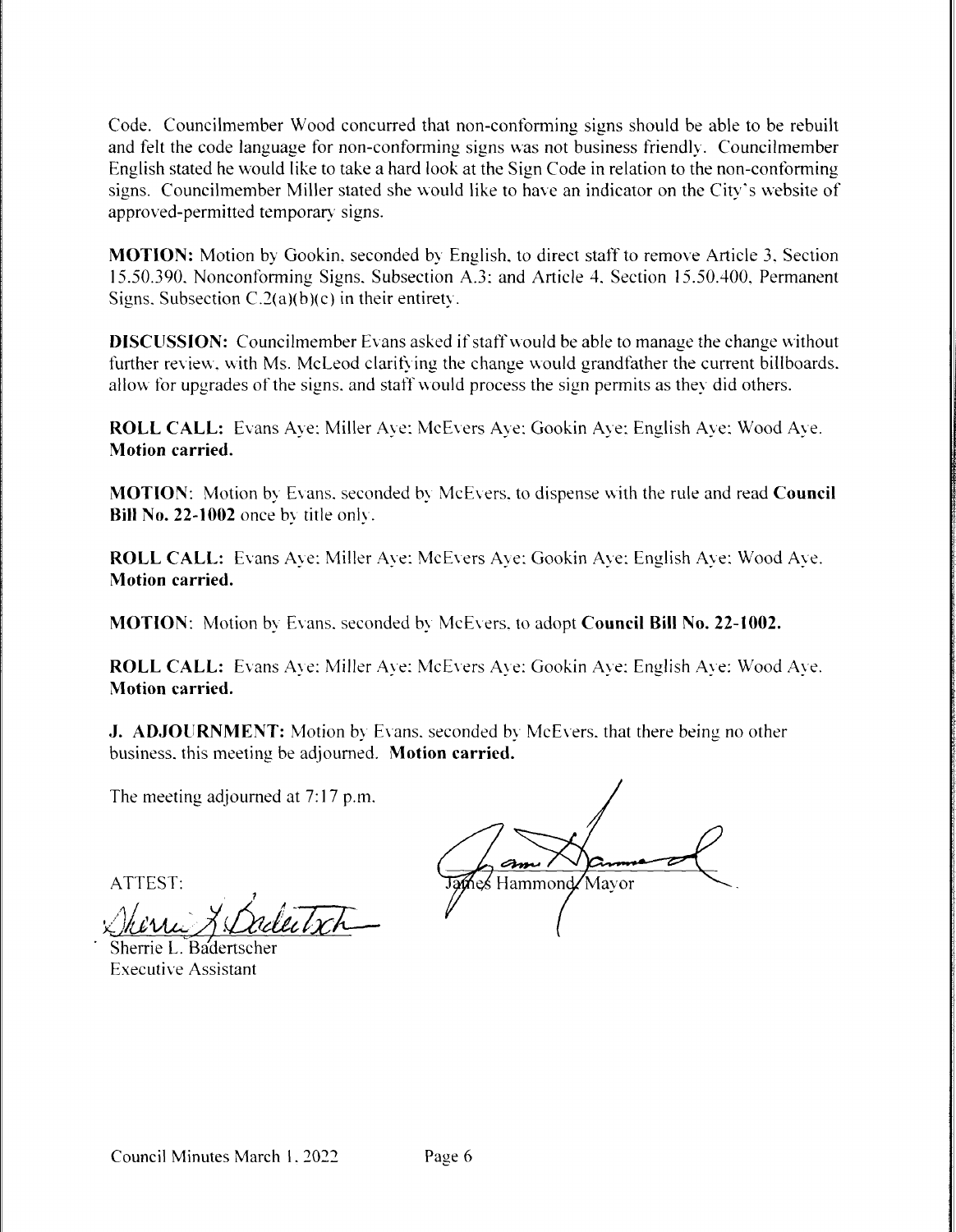Code. Councilmember Wood concurred that non-conforming signs should be able to be rebuilt and felt the code language for non-conforming signs was not business friendly. Councilmember English stated he would like to take a hard look at the Sign Code in relation to the non-conforming signs. Councilmember Miller stated she would like to have an indicator on the City's website of approved-permitted temporary signs.

**MOTION:** Motion by Gookin, seconded by English, to direct staff to remove Article 3, Section 15.50.390, Nonconforming Signs, Subsection A.3; and Article 4, Section 15.50.400, Permanent Signs, Subsection C.2(a)(b)(c) in their entirety.

**DISCUSSION:** Councilmember Evans asked if staff would be able to manage the change without further review, with Ms. McLeod clarifying the change would grandfather the current billboards, allow for upgrades of the signs, and staff would process the sign permits as they did others.

**ROLL CALL:** Evans Aye; Miller Aye; McEvers Aye; Gookin Aye; English Aye; Wood Aye. **Motion carried.**

**MOTION**: Motion by Evans, seconded by McEvers, to dispense with the rule and read **Council Bill No. 22-1002** once by title only.

**ROLL CALL:** Evans Aye; Miller Aye; McEvers Aye; Gookin Aye; English Aye; Wood Aye. **Motion carried.**

**MOTION**: Motion by Evans, seconded by McEvers, to adopt **Council Bill No. 22-1002.**

**ROLL CALL:** Evans Aye; Miller Aye; McEvers Aye; Gookin Aye; English Aye; Wood Aye. **Motion carried.**

**J. ADJOURNMENT:** Motion by Evans, seconded by McEvers, that there being no other business, this meeting be adjourned. **Motion carried.**

The meeting adjourned at 7:17 p.m.

James Hammond, Mayor

ATTEST:

Sherrie L. Badertscher
Executive Assistant